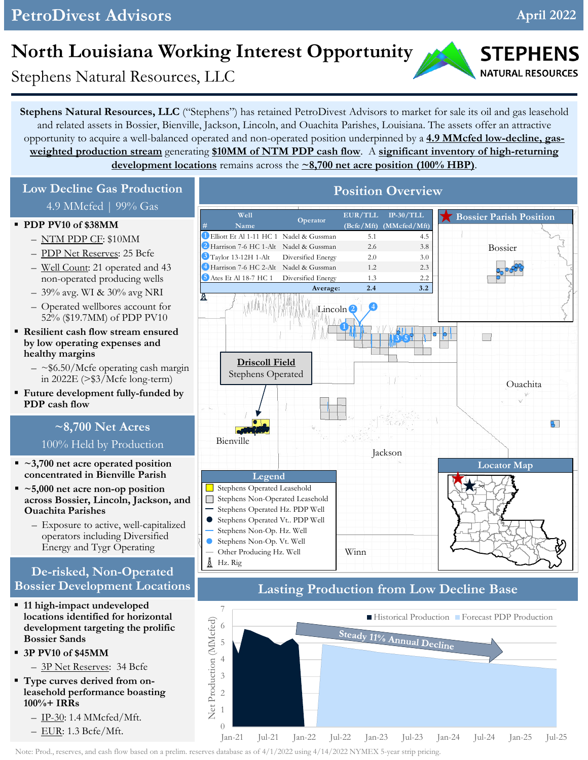PetroDivest Advisors — April 2022

# North Louisiana Working Interest Opportunity

Stephens Natural Resources, LLC

STEPHENS NATURAL RESOURCES

**Stephens Natural Resources, LLC** ("Stephens") has retained PetroDivest Advisors to market for sale its oil and gas leasehold and related assets in Bossier, Bienville, Jackson, Lincoln, and Ouachita Parishes, Louisiana. The assets offer an attractive opportunity to acquire a well-balanced operated and non-operated position underpinned by a **4.9 MMcfed low-decline, gas-weighted production stream** generating **$10MM of NTM PDP cash flow**. A **significant inventory of high-returning development locations** remains across the **~8,700 net acre position (100% HBP)**.

## Low Decline Gas Production

4.9 MMcfed | 99% Gas

- **PDP PV10 of $38MM**
  - NTM PDP CF: $10MM
  - PDP Net Reserves: 25 Bcfe
  - Well Count: 21 operated and 43 non-operated producing wells
  - 39% avg. WI & 30% avg NRI
  - Operated wellbores account for 52% ($19.7MM) of PDP PV10
- **Resilient cash flow stream ensured by low operating expenses and healthy margins**
  - ~$6.50/Mcfe operating cash margin in 2022E (>$3/Mcfe long-term)
- **Future development fully-funded by PDP cash flow**

## ~8,700 Net Acres

100% Held by Production

- **~3,700 net acre operated position concentrated in Bienville Parish**
- **~5,000 net acre non-op position across Bossier, Lincoln, Jackson, and Ouachita Parishes**
  - Exposure to active, well-capitalized operators including Diversified Energy and Tygr Operating

## De-risked, Non-Operated Bossier Development Locations

- **11 high-impact undeveloped locations identified for horizontal development targeting the prolific Bossier Sands**
- **3P PV10 of $45MM**
  - 3P Net Reserves: 34 Bcfe
- **Type curves derived from on-leasehold performance boasting 100%+ IRRs**
  - IP-30: 1.4 MMcfed/Mft.
  - EUR: 1.3 Bcfe/Mft.

## Position Overview

| # | Well Name | Operator | EUR/TLL (Bcfe/Mft) | IP-30/TLL (MMcfed/Mft) |
|---|---|---|---|---|
| 1 | Elliott Et Al 1-11 HC 1 | Nadel & Gussman | 5.1 | 4.5 |
| 2 | Harrison 7-6 HC 1-Alt | Nadel & Gussman | 2.6 | 3.8 |
| 3 | Taylor 13-12H 1-Alt | Diversified Energy | 2.0 | 3.0 |
| 4 | Harrison 7-6 HC 2-Alt | Nadel & Gussman | 1.2 | 2.3 |
| 5 | Ates Et Al 18-7 HC 1 | Diversified Energy | 1.3 | 2.2 |
| | | **Average:** | **2.4** | **3.2** |

Map labels: Bossier Parish Position; Bossier; Lincoln; Driscoll Field – Stephens Operated; Bienville; Jackson; Ouachita; Winn; Locator Map

Legend: Stephens Operated Leasehold; Stephens Non-Operated Leasehold; Stephens Operated Hz. PDP Well; Stephens Operated Vt.. PDP Well; Stephens Non-Op. Hz. Well; Stephens Non-Op. Vt. Well; Other Producing Hz. Well; Hz. Rig

## Lasting Production from Low Decline Base

Chart: Net Production (MMcfed), Jan-21 to Jul-25 — Historical Production; Forecast PDP Production — Steady 11% Annual Decline

Note: Prod., reserves, and cash flow based on a prelim. reserves database as of 4/1/2022 using 4/14/2022 NYMEX 5-year strip pricing.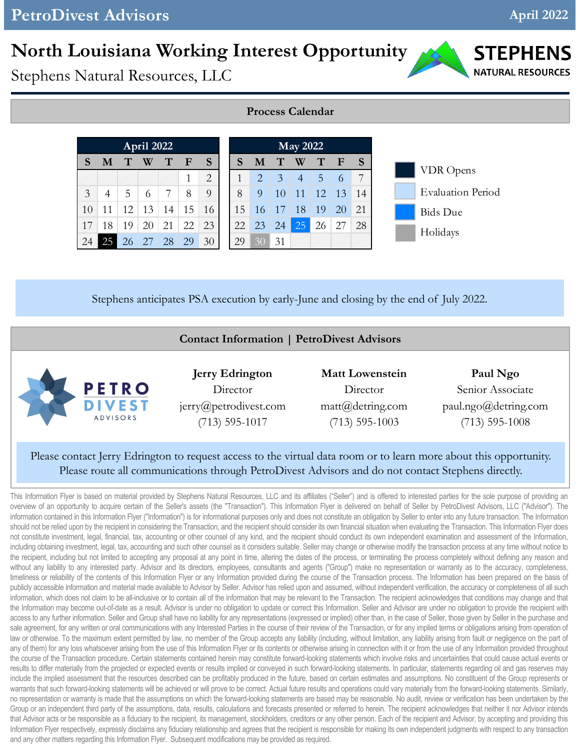# North Louisiana Working Interest Opportunity

Stephens Natural Resources, LLC

## Process Calendar

| April 2022 | | | | | | |
|---|---|---|---|---|---|---|
| S | M | T | W | T | F | S |
| | | | | | 1 | 2 |
| 3 | 4 | 5 | 6 | 7 | 8 | 9 |
| 10 | 11 | 12 | 13 | 14 | 15 | 16 |
| 17 | 18 | 19 | 20 | 21 | 22 | 23 |
| 24 | 25 | 26 | 27 | 28 | 29 | 30 |

| May 2022 | | | | | | |
|---|---|---|---|---|---|---|
| S | M | T | W | T | F | S |
| 1 | 2 | 3 | 4 | 5 | 6 | 7 |
| 8 | 9 | 10 | 11 | 12 | 13 | 14 |
| 15 | 16 | 17 | 18 | 19 | 20 | 21 |
| 22 | 23 | 24 | 25 | 26 | 27 | 28 |
| 29 | 30 | 31 | | | | |

VDR Opens

Evaluation Period

Bids Due

Holidays

Stephens anticipates PSA execution by early-June and closing by the end of July 2022.

## Contact Information | PetroDivest Advisors

| Jerry Edrington | Matt Lowenstein | Paul Ngo |
|---|---|---|
| Director | Director | Senior Associate |
| jerry@petrodivest.com | matt@detring.com | paul.ngo@detring.com |
| (713) 595-1017 | (713) 595-1003 | (713) 595-1008 |

Please contact Jerry Edrington to request access to the virtual data room or to learn more about this opportunity.
Please route all communications through PetroDivest Advisors and do not contact Stephens directly.

This Information Flyer is based on material provided by Stephens Natural Resources, LLC and its affiliates ("Seller") and is offered to interested parties for the sole purpose of providing an overview of an opportunity to acquire certain of the Seller's assets (the "Transaction"). This Information Flyer is delivered on behalf of Seller by PetroDivest Advisors, LLC ("Advisor"). The information contained in this Information Flyer ("Information") is for informational purposes only and does not constitute an obligation by Seller to enter into any future transaction. The Information should not be relied upon by the recipient in considering the Transaction, and the recipient should consider its own financial situation when evaluating the Transaction. This Information Flyer does not constitute investment, legal, financial, tax, accounting or other counsel of any kind, and the recipient should conduct its own independent examination and assessment of the Information, including obtaining investment, legal, tax, accounting and such other counsel as it considers suitable. Seller may change or otherwise modify the transaction process at any time without notice to the recipient, including but not limited to accepting any proposal at any point in time, altering the dates of the process, or terminating the process completely without defining any reason and without any liability to any interested party. Advisor and its directors, employees, consultants and agents ("Group") make no representation or warranty as to the accuracy, completeness, timeliness or reliability of the contents of this Information Flyer or any Information provided during the course of the Transaction process. The Information has been prepared on the basis of publicly accessible information and material made available to Advisor by Seller. Advisor has relied upon and assumed, without independent verification, the accuracy or completeness of all such information, which does not claim to be all-inclusive or to contain all of the information that may be relevant to the Transaction. The recipient acknowledges that conditions may change and that the Information may become out-of-date as a result. Advisor is under no obligation to update or correct this Information. Seller and Advisor are under no obligation to provide the recipient with access to any further information. Seller and Group shall have no liability for any representations (expressed or implied) other than, in the case of Seller, those given by Seller in the purchase and sale agreement, for any written or oral communications with any Interested Parties in the course of their review of the Transaction, or for any implied terms or obligations arising from operation of law or otherwise. To the maximum extent permitted by law, no member of the Group accepts any liability (including, without limitation, any liability arising from fault or negligence on the part of any of them) for any loss whatsoever arising from the use of this Information Flyer or its contents or otherwise arising in connection with it or from the use of any Information provided throughout the course of the Transaction procedure. Certain statements contained herein may constitute forward-looking statements which involve risks and uncertainties that could cause actual events or results to differ materially from the projected or expected events or results implied or conveyed in such forward-looking statements. In particular, statements regarding oil and gas reserves may include the implied assessment that the resources described can be profitably produced in the future, based on certain estimates and assumptions. No constituent of the Group represents or warrants that such forward-looking statements will be achieved or will prove to be correct. Actual future results and operations could vary materially from the forward-looking statements. Similarly, no representation or warranty is made that the assumptions on which the forward-looking statements are based may be reasonable. No audit, review or verification has been undertaken by the Group or an independent third party of the assumptions, data, results, calculations and forecasts presented or referred to herein. The recipient acknowledges that neither it nor Advisor intends that Advisor acts or be responsible as a fiduciary to the recipient, its management, stockholders, creditors or any other person. Each of the recipient and Advisor, by accepting and providing this Information Flyer respectively, expressly disclaims any fiduciary relationship and agrees that the recipient is responsible for making its own independent judgments with respect to any transaction and any other matters regarding this Information Flyer. Subsequent modifications may be provided as required.